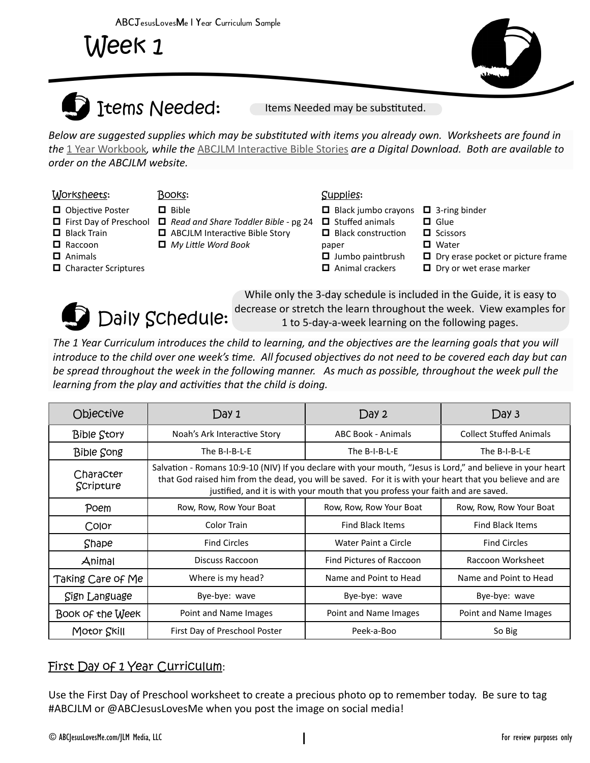# Week 1

## Items Needed:

Items Needed may be substituted.

*Below are suggested supplies which may be substituted with items you already own. Worksheets are found in the 1 Year Workbook, while the ABCJLM Interactive Bible Stories are a Digital Download. Both are available to order on the ABCJLM website.*

**Worksheets:**
- ☐ Objective Poster
- ☐ First Day of Preschool
- ☐ Black Train
- ☐ Raccoon
- ☐ Animals
- ☐ Character Scriptures

**Books:**
- ☐ Bible
- ☐ *Read and Share Toddler Bible* - pg 24
- ☐ ABCJLM Interactive Bible Story
- ☐ *My Little Word Book*

**Supplies:**
- ☐ Black jumbo crayons
- ☐ Stuffed animals
- ☐ Black construction paper
- ☐ Jumbo paintbrush
- ☐ Animal crackers
- ☐ 3-ring binder
- ☐ Glue
- ☐ Scissors
- ☐ Water
- ☐ Dry erase pocket or picture frame
- ☐ Dry or wet erase marker

## Daily Schedule:

While only the 3-day schedule is included in the Guide, it is easy to decrease or stretch the learn throughout the week. View examples for 1 to 5-day-a-week learning on the following pages.

*The 1 Year Curriculum introduces the child to learning, and the objectives are the learning goals that you will introduce to the child over one week's time. All focused objectives do not need to be covered each day but can be spread throughout the week in the following manner. As much as possible, throughout the week pull the learning from the play and activities that the child is doing.*

| Objective | Day 1 | Day 2 | Day 3 |
|---|---|---|---|
| Bible Story | Noah's Ark Interactive Story | ABC Book - Animals | Collect Stuffed Animals |
| Bible Song | The B-I-B-L-E | The B-I-B-L-E | The B-I-B-L-E |
| Character Scripture | Salvation - Romans 10:9-10 (NIV) If you declare with your mouth, "Jesus is Lord," and believe in your heart that God raised him from the dead, you will be saved. For it is with your heart that you believe and are justified, and it is with your mouth that you profess your faith and are saved. | | |
| Poem | Row, Row, Row Your Boat | Row, Row, Row Your Boat | Row, Row, Row Your Boat |
| Color | Color Train | Find Black Items | Find Black Items |
| Shape | Find Circles | Water Paint a Circle | Find Circles |
| Animal | Discuss Raccoon | Find Pictures of Raccoon | Raccoon Worksheet |
| Taking Care of Me | Where is my head? | Name and Point to Head | Name and Point to Head |
| Sign Language | Bye-bye: wave | Bye-bye: wave | Bye-bye: wave |
| Book of the Week | Point and Name Images | Point and Name Images | Point and Name Images |
| Motor Skill | First Day of Preschool Poster | Peek-a-Boo | So Big |

### First Day of 1 Year Curriculum:

Use the First Day of Preschool worksheet to create a precious photo op to remember today. Be sure to tag #ABCJLM or @ABCJesusLovesMe when you post the image on social media!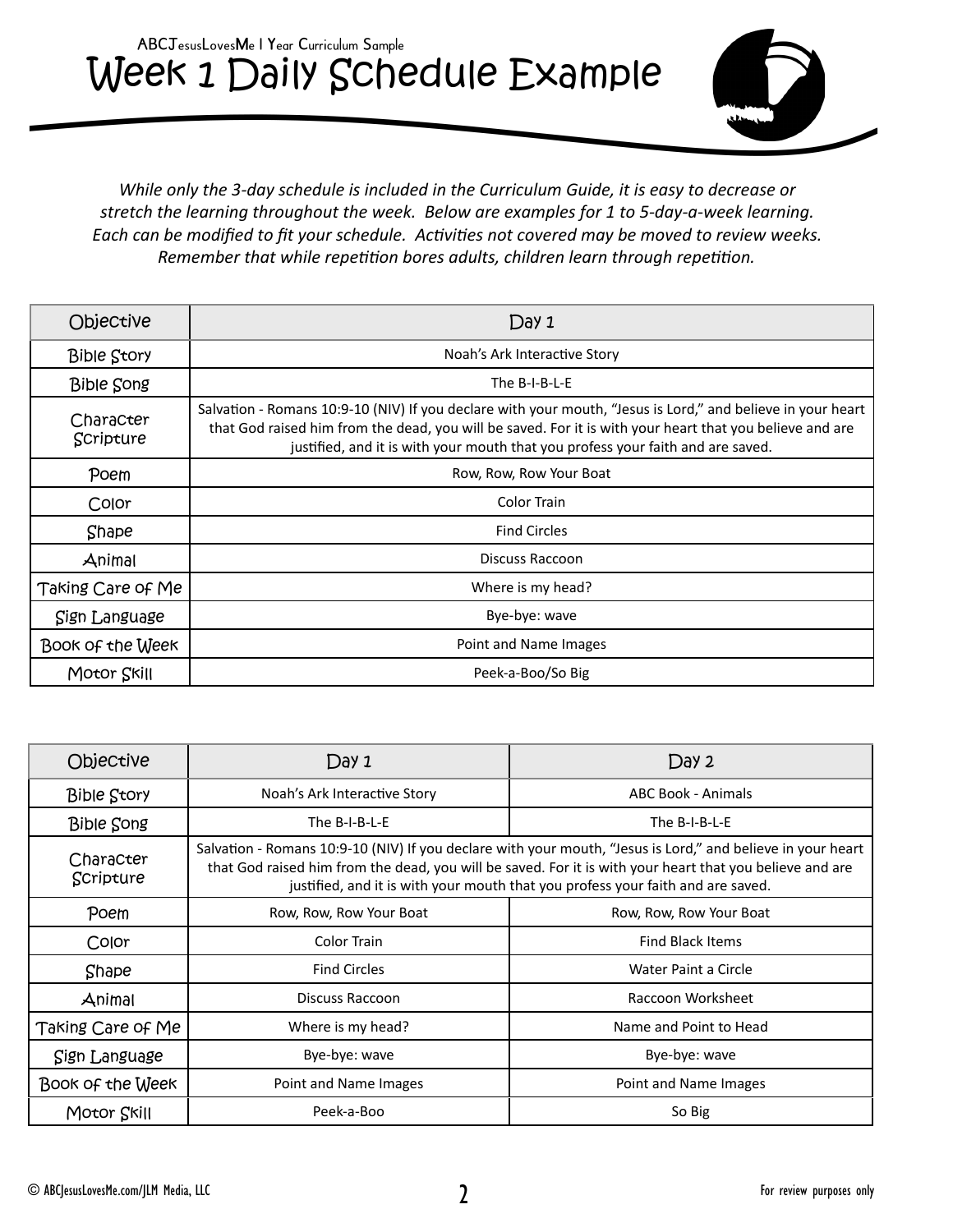ABCJesusLovesMe I Year Curriculum Sample

# Week 1 Daily Schedule Example

*While only the 3-day schedule is included in the Curriculum Guide, it is easy to decrease or stretch the learning throughout the week. Below are examples for 1 to 5-day-a-week learning. Each can be modified to fit your schedule. Activities not covered may be moved to review weeks. Remember that while repetition bores adults, children learn through repetition.*

| Objective | Day 1 |
|---|---|
| Bible Story | Noah's Ark Interactive Story |
| Bible Song | The B-I-B-L-E |
| Character Scripture | Salvation - Romans 10:9-10 (NIV) If you declare with your mouth, "Jesus is Lord," and believe in your heart that God raised him from the dead, you will be saved. For it is with your heart that you believe and are justified, and it is with your mouth that you profess your faith and are saved. |
| Poem | Row, Row, Row Your Boat |
| Color | Color Train |
| Shape | Find Circles |
| Animal | Discuss Raccoon |
| Taking Care of Me | Where is my head? |
| Sign Language | Bye-bye: wave |
| Book of the Week | Point and Name Images |
| Motor Skill | Peek-a-Boo/So Big |

| Objective | Day 1 | Day 2 |
|---|---|---|
| Bible Story | Noah's Ark Interactive Story | ABC Book - Animals |
| Bible Song | The B-I-B-L-E | The B-I-B-L-E |
| Character Scripture | Salvation - Romans 10:9-10 (NIV) If you declare with your mouth, "Jesus is Lord," and believe in your heart that God raised him from the dead, you will be saved. For it is with your heart that you believe and are justified, and it is with your mouth that you profess your faith and are saved. | |
| Poem | Row, Row, Row Your Boat | Row, Row, Row Your Boat |
| Color | Color Train | Find Black Items |
| Shape | Find Circles | Water Paint a Circle |
| Animal | Discuss Raccoon | Raccoon Worksheet |
| Taking Care of Me | Where is my head? | Name and Point to Head |
| Sign Language | Bye-bye: wave | Bye-bye: wave |
| Book of the Week | Point and Name Images | Point and Name Images |
| Motor Skill | Peek-a-Boo | So Big |

© ABCJesusLovesMe.com/JLM Media, LLC

For review purposes only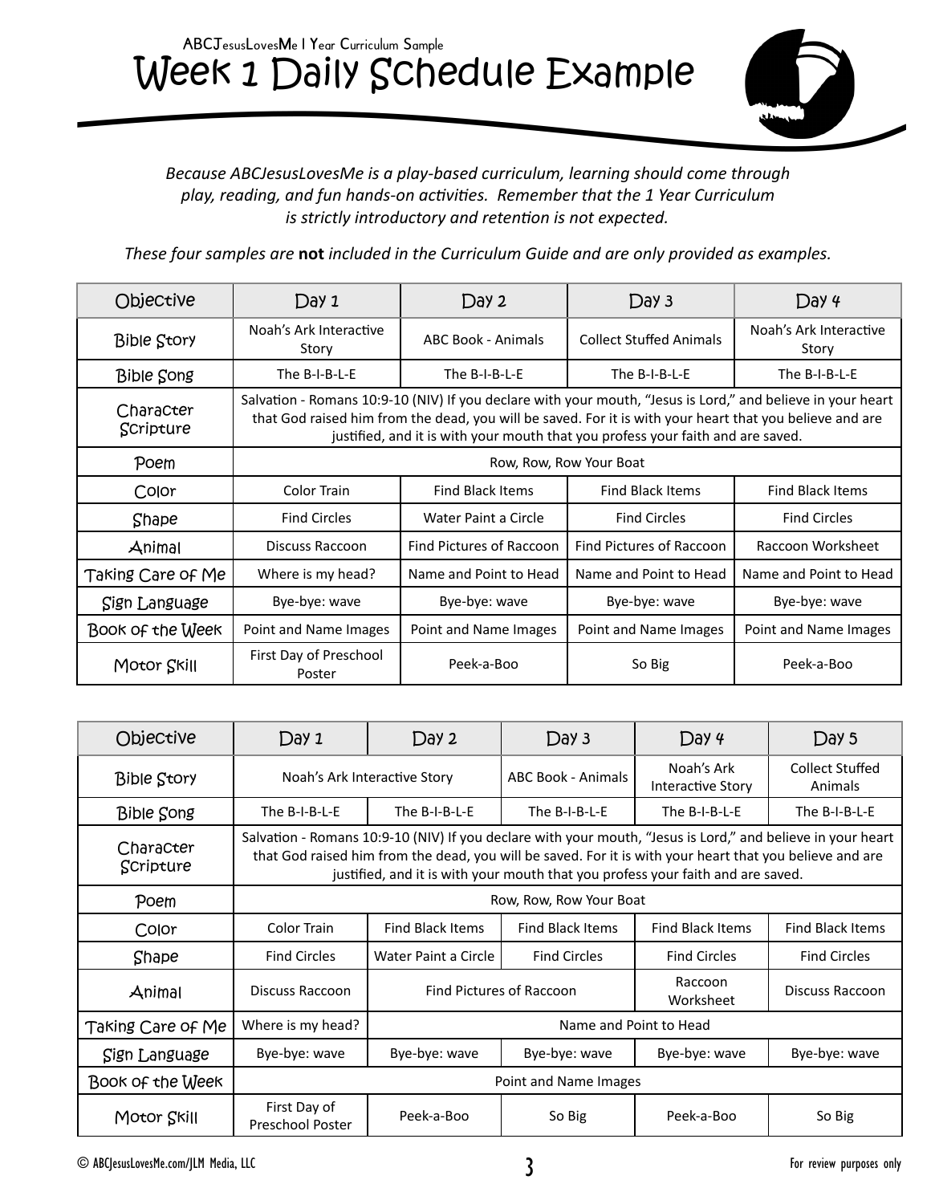ABCJesusLovesMe 1 Year Curriculum Sample

# Week 1 Daily Schedule Example

*Because ABCJesusLovesMe is a play-based curriculum, learning should come through play, reading, and fun hands-on activities. Remember that the 1 Year Curriculum is strictly introductory and retention is not expected.*

*These four samples are* **not** *included in the Curriculum Guide and are only provided as examples.*

| Objective | Day 1 | Day 2 | Day 3 | Day 4 |
|---|---|---|---|---|
| Bible Story | Noah's Ark Interactive Story | ABC Book - Animals | Collect Stuffed Animals | Noah's Ark Interactive Story |
| Bible Song | The B-I-B-L-E | The B-I-B-L-E | The B-I-B-L-E | The B-I-B-L-E |
| Character Scripture | Salvation - Romans 10:9-10 (NIV) If you declare with your mouth, "Jesus is Lord," and believe in your heart that God raised him from the dead, you will be saved. For it is with your heart that you believe and are justified, and it is with your mouth that you profess your faith and are saved. | | | |
| Poem | Row, Row, Row Your Boat | | | |
| Color | Color Train | Find Black Items | Find Black Items | Find Black Items |
| Shape | Find Circles | Water Paint a Circle | Find Circles | Find Circles |
| Animal | Discuss Raccoon | Find Pictures of Raccoon | Find Pictures of Raccoon | Raccoon Worksheet |
| Taking Care of Me | Where is my head? | Name and Point to Head | Name and Point to Head | Name and Point to Head |
| Sign Language | Bye-bye: wave | Bye-bye: wave | Bye-bye: wave | Bye-bye: wave |
| Book of the Week | Point and Name Images | Point and Name Images | Point and Name Images | Point and Name Images |
| Motor Skill | First Day of Preschool Poster | Peek-a-Boo | So Big | Peek-a-Boo |

| Objective | Day 1 | Day 2 | Day 3 | Day 4 | Day 5 |
|---|---|---|---|---|---|
| Bible Story | Noah's Ark Interactive Story | | ABC Book - Animals | Noah's Ark Interactive Story | Collect Stuffed Animals |
| Bible Song | The B-I-B-L-E | The B-I-B-L-E | The B-I-B-L-E | The B-I-B-L-E | The B-I-B-L-E |
| Character Scripture | Salvation - Romans 10:9-10 (NIV) If you declare with your mouth, "Jesus is Lord," and believe in your heart that God raised him from the dead, you will be saved. For it is with your heart that you believe and are justified, and it is with your mouth that you profess your faith and are saved. | | | | |
| Poem | Row, Row, Row Your Boat | | | | |
| Color | Color Train | Find Black Items | Find Black Items | Find Black Items | Find Black Items |
| Shape | Find Circles | Water Paint a Circle | Find Circles | Find Circles | Find Circles |
| Animal | Discuss Raccoon | Find Pictures of Raccoon | | Raccoon Worksheet | Discuss Raccoon |
| Taking Care of Me | Where is my head? | Name and Point to Head | | | |
| Sign Language | Bye-bye: wave | Bye-bye: wave | Bye-bye: wave | Bye-bye: wave | Bye-bye: wave |
| Book of the Week | Point and Name Images | | | | |
| Motor Skill | First Day of Preschool Poster | Peek-a-Boo | So Big | Peek-a-Boo | So Big |

© ABCJesusLovesMe.com/JLM Media, LLC

For review purposes only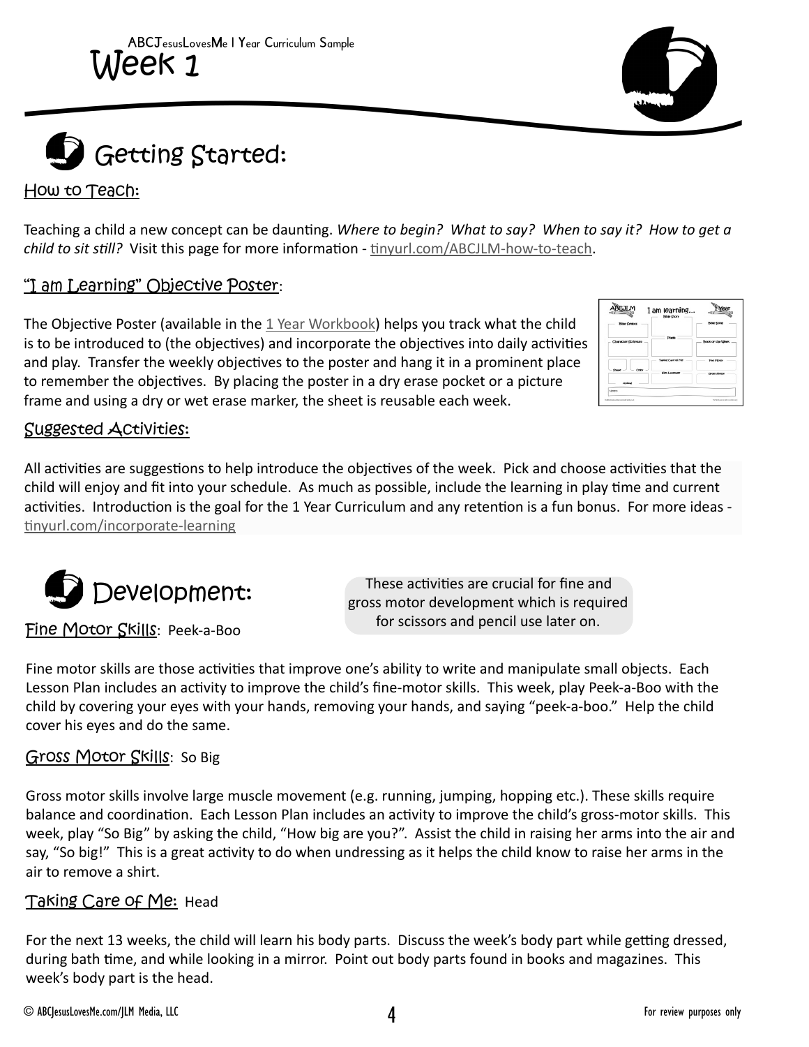# Week 1

## Getting Started:

### How to Teach:

Teaching a child a new concept can be daunting. *Where to begin? What to say? When to say it? How to get a child to sit still?* Visit this page for more information - tinyurl.com/ABCJLM-how-to-teach.

### "I am Learning" Objective Poster:

The Objective Poster (available in the 1 Year Workbook) helps you track what the child is to be introduced to (the objectives) and incorporate the objectives into daily activities and play. Transfer the weekly objectives to the poster and hang it in a prominent place to remember the objectives. By placing the poster in a dry erase pocket or a picture frame and using a dry or wet erase marker, the sheet is reusable each week.

### Suggested Activities:

All activities are suggestions to help introduce the objectives of the week. Pick and choose activities that the child will enjoy and fit into your schedule. As much as possible, include the learning in play time and current activities. Introduction is the goal for the 1 Year Curriculum and any retention is a fun bonus. For more ideas - tinyurl.com/incorporate-learning

## Development:

These activities are crucial for fine and gross motor development which is required for scissors and pencil use later on.

### Fine Motor Skills: Peek-a-Boo

Fine motor skills are those activities that improve one's ability to write and manipulate small objects. Each Lesson Plan includes an activity to improve the child's fine-motor skills. This week, play Peek-a-Boo with the child by covering your eyes with your hands, removing your hands, and saying "peek-a-boo." Help the child cover his eyes and do the same.

### Gross Motor Skills: So Big

Gross motor skills involve large muscle movement (e.g. running, jumping, hopping etc.). These skills require balance and coordination. Each Lesson Plan includes an activity to improve the child's gross-motor skills. This week, play "So Big" by asking the child, "How big are you?". Assist the child in raising her arms into the air and say, "So big!" This is a great activity to do when undressing as it helps the child know to raise her arms in the air to remove a shirt.

### Taking Care of Me: Head

For the next 13 weeks, the child will learn his body parts. Discuss the week's body part while getting dressed, during bath time, and while looking in a mirror. Point out body parts found in books and magazines. This week's body part is the head.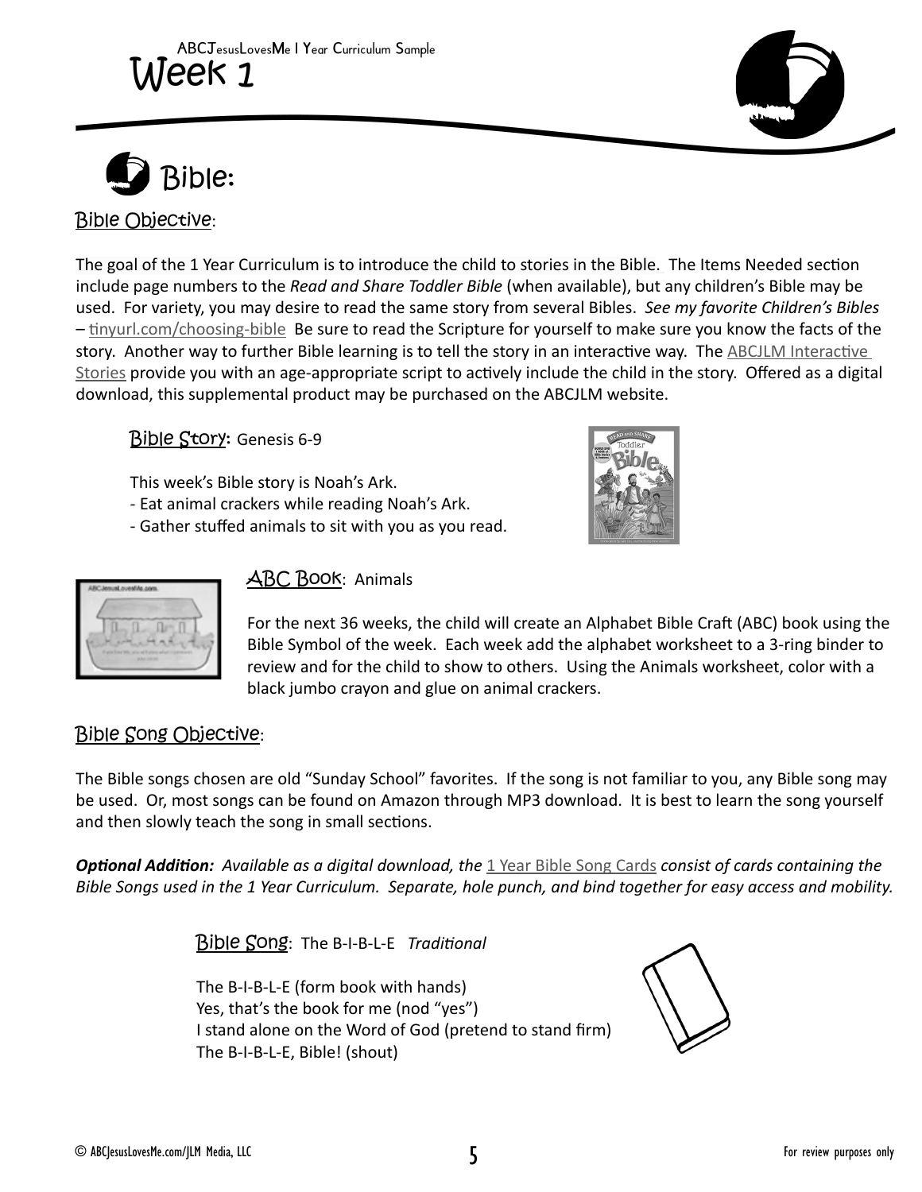# Week 1

## Bible:

### Bible Objective:

The goal of the 1 Year Curriculum is to introduce the child to stories in the Bible. The Items Needed section include page numbers to the *Read and Share Toddler Bible* (when available), but any children's Bible may be used. For variety, you may desire to read the same story from several Bibles. *See my favorite Children's Bibles* – tinyurl.com/choosing-bible Be sure to read the Scripture for yourself to make sure you know the facts of the story. Another way to further Bible learning is to tell the story in an interactive way. The ABCJLM Interactive Stories provide you with an age-appropriate script to actively include the child in the story. Offered as a digital download, this supplemental product may be purchased on the ABCJLM website.

**Bible Story:** Genesis 6-9

This week's Bible story is Noah's Ark.
- Eat animal crackers while reading Noah's Ark.
- Gather stuffed animals to sit with you as you read.

**ABC Book:** Animals

For the next 36 weeks, the child will create an Alphabet Bible Craft (ABC) book using the Bible Symbol of the week. Each week add the alphabet worksheet to a 3-ring binder to review and for the child to show to others. Using the Animals worksheet, color with a black jumbo crayon and glue on animal crackers.

### Bible Song Objective:

The Bible songs chosen are old "Sunday School" favorites. If the song is not familiar to you, any Bible song may be used. Or, most songs can be found on Amazon through MP3 download. It is best to learn the song yourself and then slowly teach the song in small sections.

***Optional Addition:** Available as a digital download, the 1 Year Bible Song Cards consist of cards containing the Bible Songs used in the 1 Year Curriculum. Separate, hole punch, and bind together for easy access and mobility.*

**Bible Song:** The B-I-B-L-E *Traditional*

The B-I-B-L-E (form book with hands)
Yes, that's the book for me (nod "yes")
I stand alone on the Word of God (pretend to stand firm)
The B-I-B-L-E, Bible! (shout)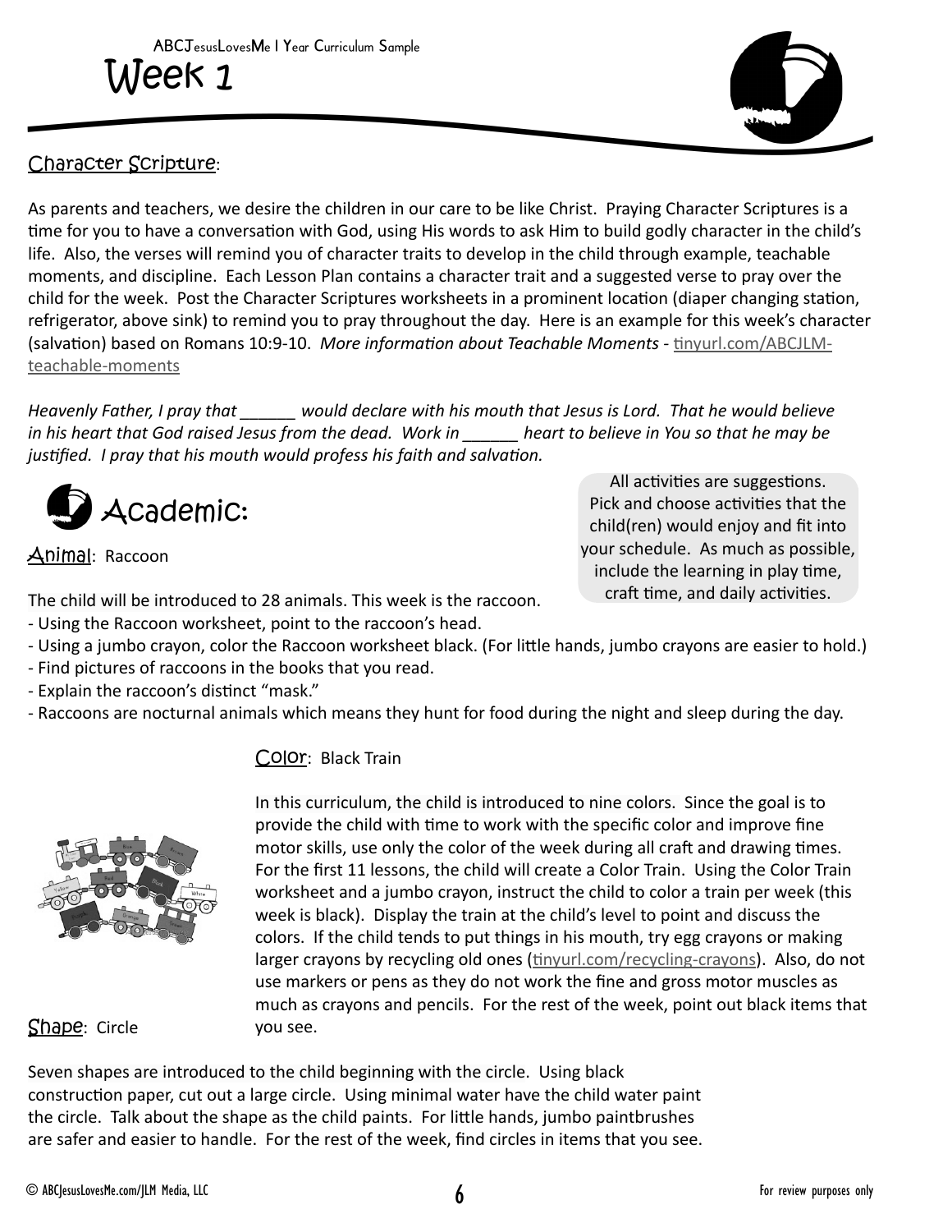# Week 1

## Character Scripture:

As parents and teachers, we desire the children in our care to be like Christ. Praying Character Scriptures is a time for you to have a conversation with God, using His words to ask Him to build godly character in the child's life. Also, the verses will remind you of character traits to develop in the child through example, teachable moments, and discipline. Each Lesson Plan contains a character trait and a suggested verse to pray over the child for the week. Post the Character Scriptures worksheets in a prominent location (diaper changing station, refrigerator, above sink) to remind you to pray throughout the day. Here is an example for this week's character (salvation) based on Romans 10:9-10. *More information about Teachable Moments* - tinyurl.com/ABCJLM-teachable-moments

*Heavenly Father, I pray that ______ would declare with his mouth that Jesus is Lord. That he would believe in his heart that God raised Jesus from the dead. Work in ______ heart to believe in You so that he may be justified. I pray that his mouth would profess his faith and salvation.*

## Academic:

All activities are suggestions. Pick and choose activities that the child(ren) would enjoy and fit into your schedule. As much as possible, include the learning in play time, craft time, and daily activities.

### Animal: Raccoon

The child will be introduced to 28 animals. This week is the raccoon.

- Using the Raccoon worksheet, point to the raccoon's head.
- Using a jumbo crayon, color the Raccoon worksheet black. (For little hands, jumbo crayons are easier to hold.)
- Find pictures of raccoons in the books that you read.
- Explain the raccoon's distinct "mask."
- Raccoons are nocturnal animals which means they hunt for food during the night and sleep during the day.

### Color: Black Train

In this curriculum, the child is introduced to nine colors. Since the goal is to provide the child with time to work with the specific color and improve fine motor skills, use only the color of the week during all craft and drawing times. For the first 11 lessons, the child will create a Color Train. Using the Color Train worksheet and a jumbo crayon, instruct the child to color a train per week (this week is black). Display the train at the child's level to point and discuss the colors. If the child tends to put things in his mouth, try egg crayons or making larger crayons by recycling old ones (tinyurl.com/recycling-crayons). Also, do not use markers or pens as they do not work the fine and gross motor muscles as much as crayons and pencils. For the rest of the week, point out black items that you see.

### Shape: Circle

Seven shapes are introduced to the child beginning with the circle. Using black construction paper, cut out a large circle. Using minimal water have the child water paint the circle. Talk about the shape as the child paints. For little hands, jumbo paintbrushes are safer and easier to handle. For the rest of the week, find circles in items that you see.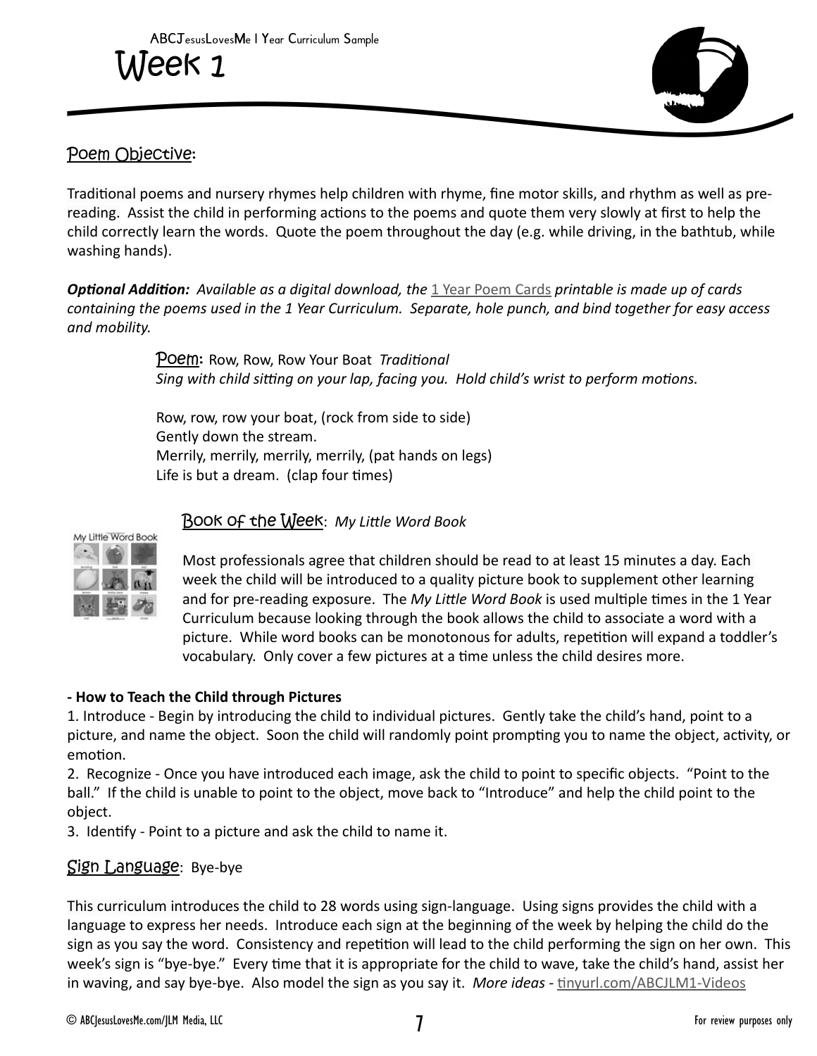# Week 1

## Poem Objective:

Traditional poems and nursery rhymes help children with rhyme, fine motor skills, and rhythm as well as pre-reading. Assist the child in performing actions to the poems and quote them very slowly at first to help the child correctly learn the words. Quote the poem throughout the day (e.g. while driving, in the bathtub, while washing hands).

***Optional Addition:*** *Available as a digital download, the* 1 Year Poem Cards *printable is made up of cards containing the poems used in the 1 Year Curriculum. Separate, hole punch, and bind together for easy access and mobility.*

**Poem:** Row, Row, Row Your Boat *Traditional*
*Sing with child sitting on your lap, facing you. Hold child's wrist to perform motions.*

Row, row, row your boat, (rock from side to side)
Gently down the stream.
Merrily, merrily, merrily, merrily, (pat hands on legs)
Life is but a dream. (clap four times)

## Book of the Week: *My Little Word Book*

Most professionals agree that children should be read to at least 15 minutes a day. Each week the child will be introduced to a quality picture book to supplement other learning and for pre-reading exposure. The *My Little Word Book* is used multiple times in the 1 Year Curriculum because looking through the book allows the child to associate a word with a picture. While word books can be monotonous for adults, repetition will expand a toddler's vocabulary. Only cover a few pictures at a time unless the child desires more.

**- How to Teach the Child through Pictures**

1. Introduce - Begin by introducing the child to individual pictures. Gently take the child's hand, point to a picture, and name the object. Soon the child will randomly point prompting you to name the object, activity, or emotion.
2. Recognize - Once you have introduced each image, ask the child to point to specific objects. "Point to the ball." If the child is unable to point to the object, move back to "Introduce" and help the child point to the object.
3. Identify - Point to a picture and ask the child to name it.

## Sign Language: Bye-bye

This curriculum introduces the child to 28 words using sign-language. Using signs provides the child with a language to express her needs. Introduce each sign at the beginning of the week by helping the child do the sign as you say the word. Consistency and repetition will lead to the child performing the sign on her own. This week's sign is "bye-bye." Every time that it is appropriate for the child to wave, take the child's hand, assist her in waving, and say bye-bye. Also model the sign as you say it. *More ideas* - tinyurl.com/ABCJLM1-Videos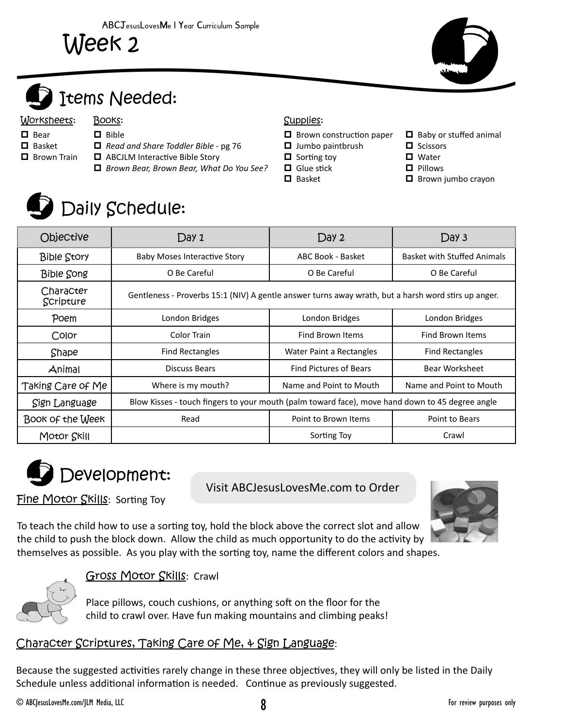ABCJesusLovesMe 1 Year Curriculum Sample

# Week 2

## Items Needed:

**Worksheets:**
- ☐ Bear
- ☐ Basket
- ☐ Brown Train

**Books:**
- ☐ Bible
- ☐ *Read and Share Toddler Bible* - pg 76
- ☐ ABCJLM Interactive Bible Story
- ☐ *Brown Bear, Brown Bear, What Do You See?*

**Supplies:**
- ☐ Brown construction paper
- ☐ Jumbo paintbrush
- ☐ Sorting toy
- ☐ Glue stick
- ☐ Basket
- ☐ Baby or stuffed animal
- ☐ Scissors
- ☐ Water
- ☐ Pillows
- ☐ Brown jumbo crayon

## Daily Schedule:

| Objective | Day 1 | Day 2 | Day 3 |
|---|---|---|---|
| Bible Story | Baby Moses Interactive Story | ABC Book - Basket | Basket with Stuffed Animals |
| Bible Song | O Be Careful | O Be Careful | O Be Careful |
| Character Scripture | Gentleness - Proverbs 15:1 (NIV) A gentle answer turns away wrath, but a harsh word stirs up anger. | | |
| Poem | London Bridges | London Bridges | London Bridges |
| Color | Color Train | Find Brown Items | Find Brown Items |
| Shape | Find Rectangles | Water Paint a Rectangles | Find Rectangles |
| Animal | Discuss Bears | Find Pictures of Bears | Bear Worksheet |
| Taking Care of Me | Where is my mouth? | Name and Point to Mouth | Name and Point to Mouth |
| Sign Language | Blow Kisses - touch fingers to your mouth (palm toward face), move hand down to 45 degree angle | | |
| Book of the Week | Read | Point to Brown Items | Point to Bears |
| Motor Skill | | Sorting Toy | Crawl |

## Development:

Visit ABCJesusLovesMe.com to Order

**Fine Motor Skills:** Sorting Toy

To teach the child how to use a sorting toy, hold the block above the correct slot and allow the child to push the block down. Allow the child as much opportunity to do the activity by themselves as possible. As you play with the sorting toy, name the different colors and shapes.

**Gross Motor Skills:** Crawl

Place pillows, couch cushions, or anything soft on the floor for the child to crawl over. Have fun making mountains and climbing peaks!

**Character Scriptures, Taking Care of Me, & Sign Language:**

Because the suggested activities rarely change in these three objectives, they will only be listed in the Daily Schedule unless additional information is needed. Continue as previously suggested.

© ABCJesusLovesMe.com/JLM Media, LLC — For review purposes only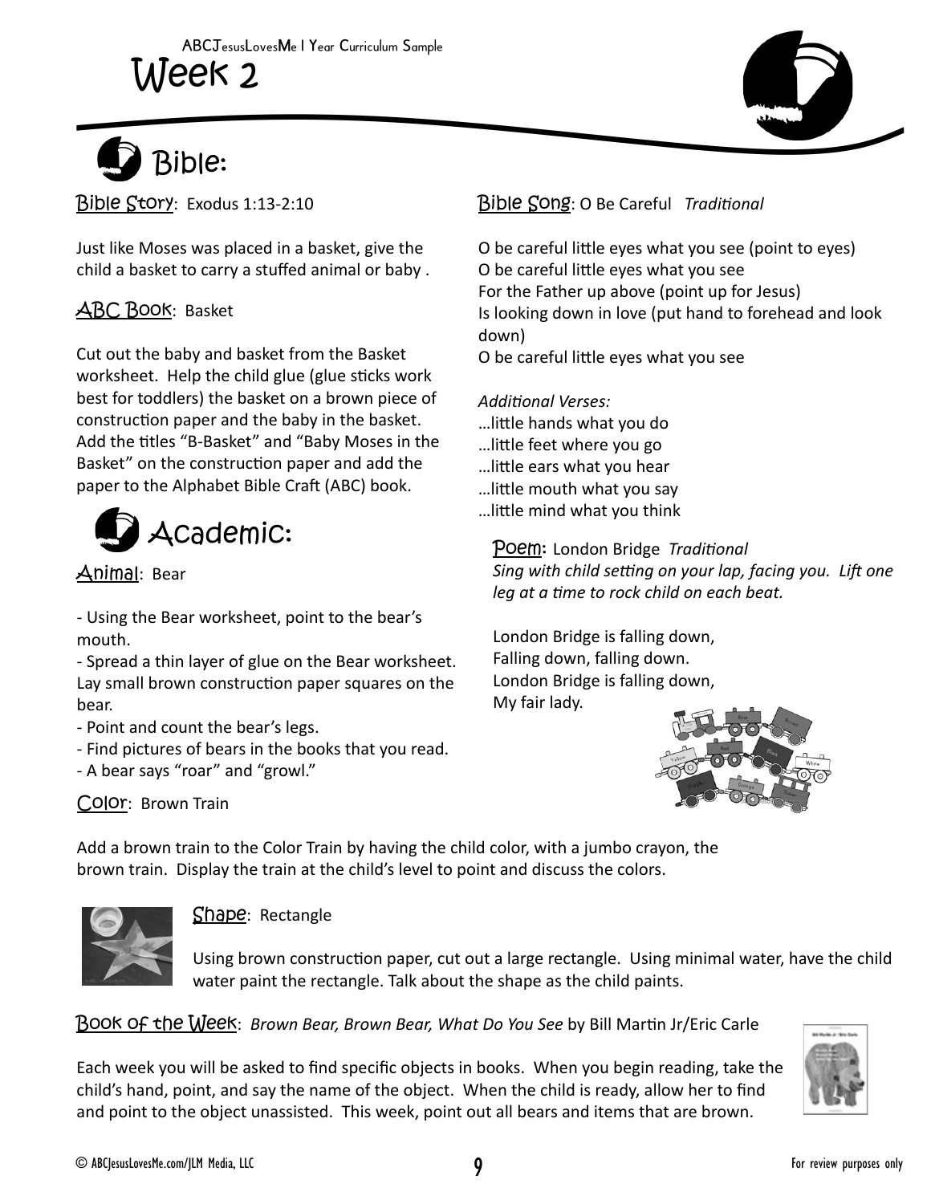# Week 2

## Bible:

**Bible Story**: Exodus 1:13-2:10

Just like Moses was placed in a basket, give the child a basket to carry a stuffed animal or baby .

**ABC Book**: Basket

Cut out the baby and basket from the Basket worksheet. Help the child glue (glue sticks work best for toddlers) the basket on a brown piece of construction paper and the baby in the basket. Add the titles "B-Basket" and "Baby Moses in the Basket" on the construction paper and add the paper to the Alphabet Bible Craft (ABC) book.

**Bible Song**: O Be Careful *Traditional*

O be careful little eyes what you see (point to eyes)
O be careful little eyes what you see
For the Father up above (point up for Jesus)
Is looking down in love (put hand to forehead and look down)
O be careful little eyes what you see

*Additional Verses:*
…little hands what you do
…little feet where you go
…little ears what you hear
…little mouth what you say
…little mind what you think

## Academic:

**Animal**: Bear

- Using the Bear worksheet, point to the bear's mouth.
- Spread a thin layer of glue on the Bear worksheet. Lay small brown construction paper squares on the bear.
- Point and count the bear's legs.
- Find pictures of bears in the books that you read.
- A bear says "roar" and "growl."

**Poem**: London Bridge *Traditional*
*Sing with child setting on your lap, facing you. Lift one leg at a time to rock child on each beat.*

London Bridge is falling down,
Falling down, falling down.
London Bridge is falling down,
My fair lady.

**Color**: Brown Train

Add a brown train to the Color Train by having the child color, with a jumbo crayon, the brown train. Display the train at the child's level to point and discuss the colors.

**Shape**: Rectangle

Using brown construction paper, cut out a large rectangle. Using minimal water, have the child water paint the rectangle. Talk about the shape as the child paints.

**Book of the Week**: *Brown Bear, Brown Bear, What Do You See* by Bill Martin Jr/Eric Carle

Each week you will be asked to find specific objects in books. When you begin reading, take the child's hand, point, and say the name of the object. When the child is ready, allow her to find and point to the object unassisted. This week, point out all bears and items that are brown.